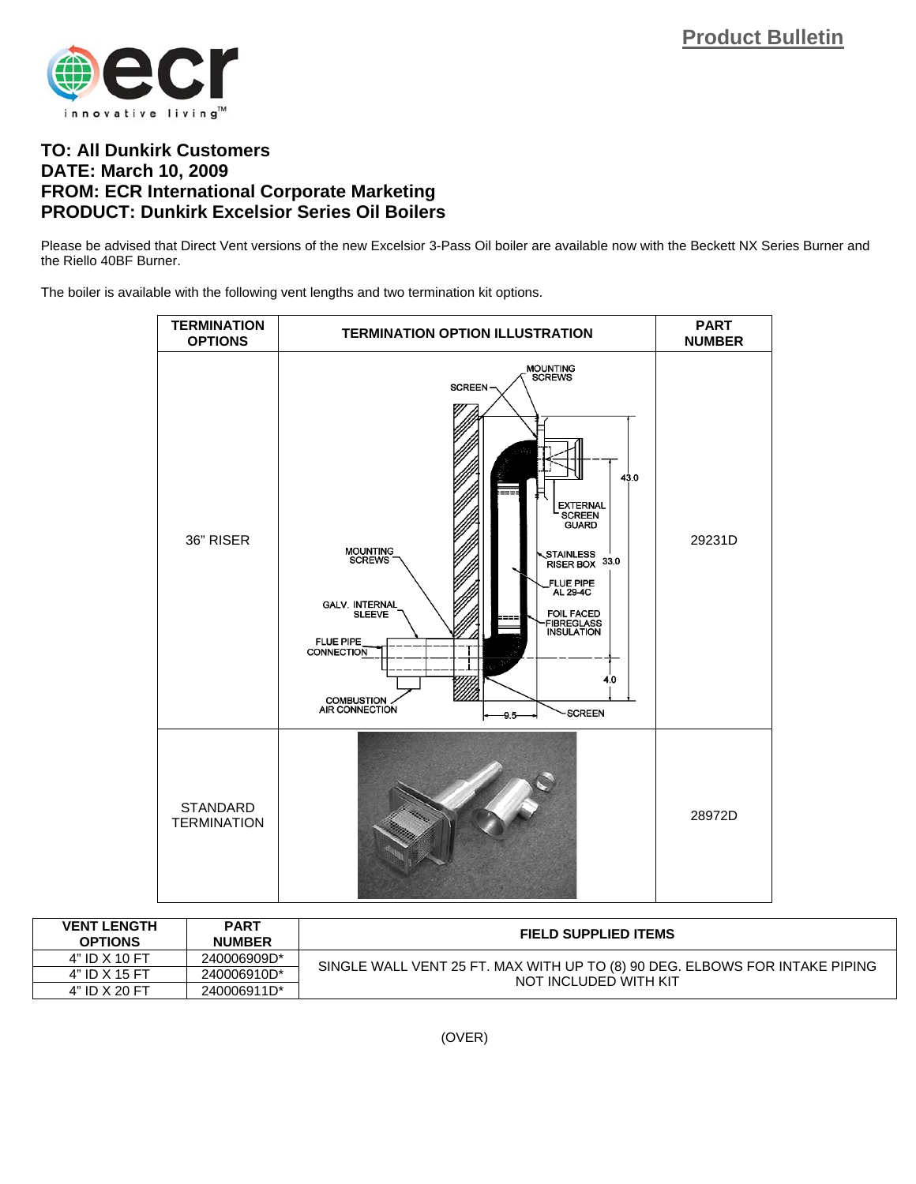**Product Bulletin**

ecr innovative living™

**TO: All Dunkirk Customers**
**DATE: March 10, 2009**
**FROM: ECR International Corporate Marketing**
**PRODUCT: Dunkirk Excelsior Series Oil Boilers**

Please be advised that Direct Vent versions of the new Excelsior 3-Pass Oil boiler are available now with the Beckett NX Series Burner and the Riello 40BF Burner.

The boiler is available with the following vent lengths and two termination kit options.

| TERMINATION OPTIONS | TERMINATION OPTION ILLUSTRATION | PART NUMBER |
|---|---|---|
| 36" RISER | MOUNTING SCREWS, SCREEN, 43.0, EXTERNAL SCREEN GUARD, STAINLESS RISER BOX 33.0, FLUE PIPE AL 29-4C, FOIL FACED FIBREGLASS INSULATION, 4.0, MOUNTING SCREWS, GALV. INTERNAL SLEEVE, FLUE PIPE CONNECTION, COMBUSTION AIR CONNECTION, 9.5, SCREEN | 29231D |
| STANDARD TERMINATION | | 28972D |

| VENT LENGTH OPTIONS | PART NUMBER | FIELD SUPPLIED ITEMS |
|---|---|---|
| 4" ID X 10 FT | 240006909D* | SINGLE WALL VENT 25 FT. MAX WITH UP TO (8) 90 DEG. ELBOWS FOR INTAKE PIPING NOT INCLUDED WITH KIT |
| 4" ID X 15 FT | 240006910D* | |
| 4" ID X 20 FT | 240006911D* | |

(OVER)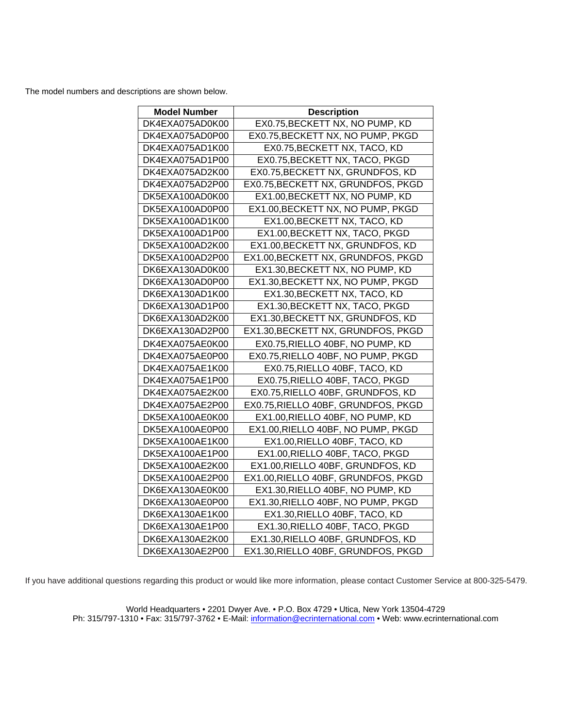The model numbers and descriptions are shown below.

| Model Number | Description |
| --- | --- |
| DK4EXA075AD0K00 | EX0.75,BECKETT NX, NO PUMP, KD |
| DK4EXA075AD0P00 | EX0.75,BECKETT NX, NO PUMP, PKGD |
| DK4EXA075AD1K00 | EX0.75,BECKETT NX, TACO, KD |
| DK4EXA075AD1P00 | EX0.75,BECKETT NX, TACO, PKGD |
| DK4EXA075AD2K00 | EX0.75,BECKETT NX, GRUNDFOS, KD |
| DK4EXA075AD2P00 | EX0.75,BECKETT NX, GRUNDFOS, PKGD |
| DK5EXA100AD0K00 | EX1.00,BECKETT NX, NO PUMP, KD |
| DK5EXA100AD0P00 | EX1.00,BECKETT NX, NO PUMP, PKGD |
| DK5EXA100AD1K00 | EX1.00,BECKETT NX, TACO, KD |
| DK5EXA100AD1P00 | EX1.00,BECKETT NX, TACO, PKGD |
| DK5EXA100AD2K00 | EX1.00,BECKETT NX, GRUNDFOS, KD |
| DK5EXA100AD2P00 | EX1.00,BECKETT NX, GRUNDFOS, PKGD |
| DK6EXA130AD0K00 | EX1.30,BECKETT NX, NO PUMP, KD |
| DK6EXA130AD0P00 | EX1.30,BECKETT NX, NO PUMP, PKGD |
| DK6EXA130AD1K00 | EX1.30,BECKETT NX, TACO, KD |
| DK6EXA130AD1P00 | EX1.30,BECKETT NX, TACO, PKGD |
| DK6EXA130AD2K00 | EX1.30,BECKETT NX, GRUNDFOS, KD |
| DK6EXA130AD2P00 | EX1.30,BECKETT NX, GRUNDFOS, PKGD |
| DK4EXA075AE0K00 | EX0.75,RIELLO 40BF, NO PUMP, KD |
| DK4EXA075AE0P00 | EX0.75,RIELLO 40BF, NO PUMP, PKGD |
| DK4EXA075AE1K00 | EX0.75,RIELLO 40BF, TACO, KD |
| DK4EXA075AE1P00 | EX0.75,RIELLO 40BF, TACO, PKGD |
| DK4EXA075AE2K00 | EX0.75,RIELLO 40BF, GRUNDFOS, KD |
| DK4EXA075AE2P00 | EX0.75,RIELLO 40BF, GRUNDFOS, PKGD |
| DK5EXA100AE0K00 | EX1.00,RIELLO 40BF, NO PUMP, KD |
| DK5EXA100AE0P00 | EX1.00,RIELLO 40BF, NO PUMP, PKGD |
| DK5EXA100AE1K00 | EX1.00,RIELLO 40BF, TACO, KD |
| DK5EXA100AE1P00 | EX1.00,RIELLO 40BF, TACO, PKGD |
| DK5EXA100AE2K00 | EX1.00,RIELLO 40BF, GRUNDFOS, KD |
| DK5EXA100AE2P00 | EX1.00,RIELLO 40BF, GRUNDFOS, PKGD |
| DK6EXA130AE0K00 | EX1.30,RIELLO 40BF, NO PUMP, KD |
| DK6EXA130AE0P00 | EX1.30,RIELLO 40BF, NO PUMP, PKGD |
| DK6EXA130AE1K00 | EX1.30,RIELLO 40BF, TACO, KD |
| DK6EXA130AE1P00 | EX1.30,RIELLO 40BF, TACO, PKGD |
| DK6EXA130AE2K00 | EX1.30,RIELLO 40BF, GRUNDFOS, KD |
| DK6EXA130AE2P00 | EX1.30,RIELLO 40BF, GRUNDFOS, PKGD |

If you have additional questions regarding this product or would like more information, please contact Customer Service at 800-325-5479.

World Headquarters • 2201 Dwyer Ave. • P.O. Box 4729 • Utica, New York 13504-4729
Ph: 315/797-1310 • Fax: 315/797-3762 • E-Mail: information@ecrinternational.com • Web: www.ecrinternational.com